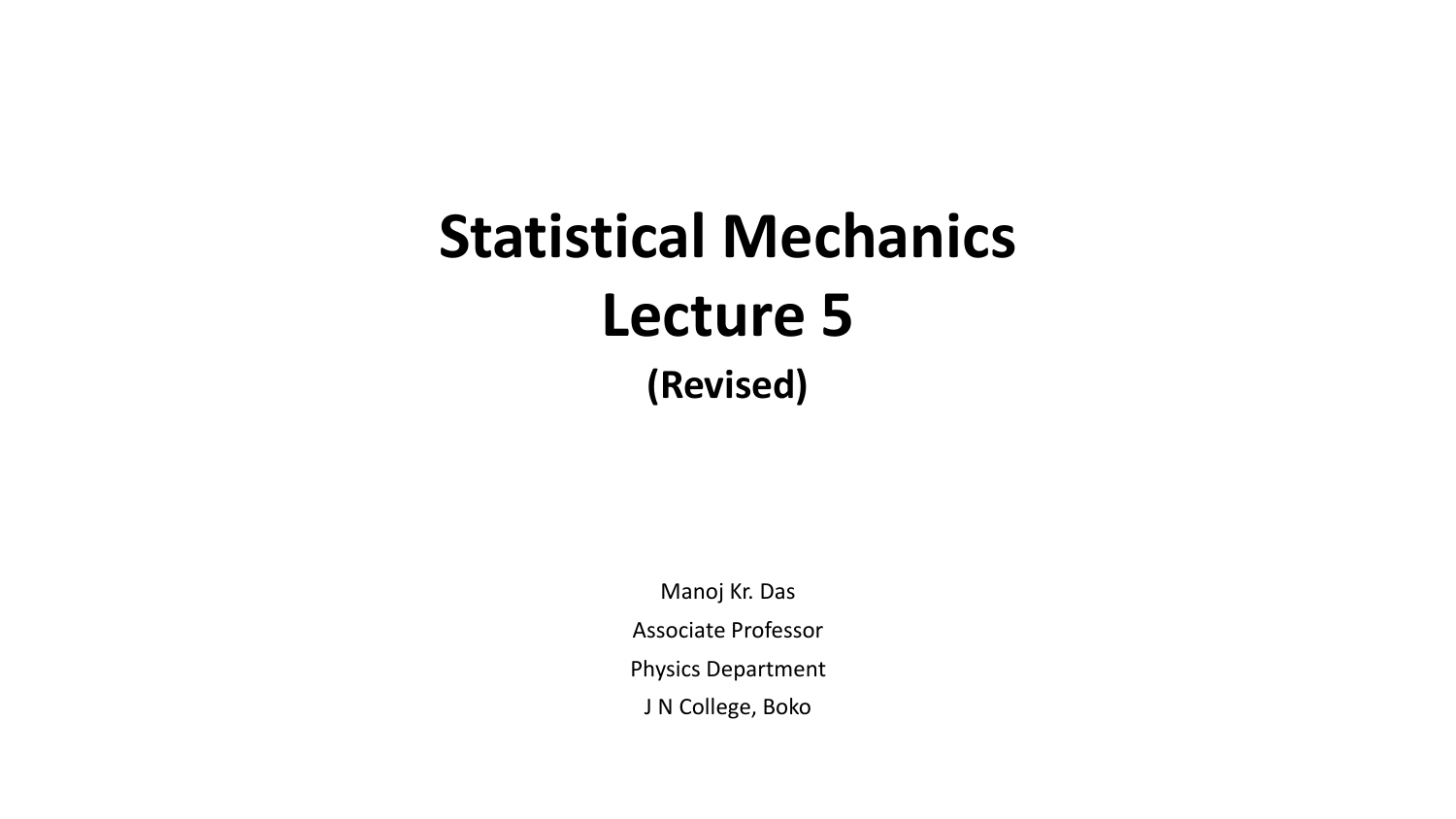# Statistical Mechanics
# Lecture 5
### (Revised)

Manoj Kr. Das

Associate Professor

Physics Department

J N College, Boko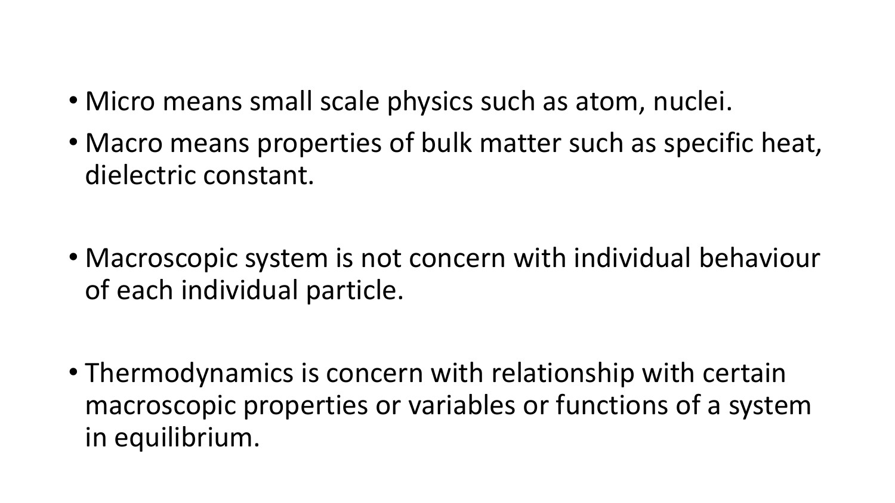- Micro means small scale physics such as atom, nuclei.
- Macro means properties of bulk matter such as specific heat, dielectric constant.

- Macroscopic system is not concern with individual behaviour of each individual particle.

- Thermodynamics is concern with relationship with certain macroscopic properties or variables or functions of a system in equilibrium.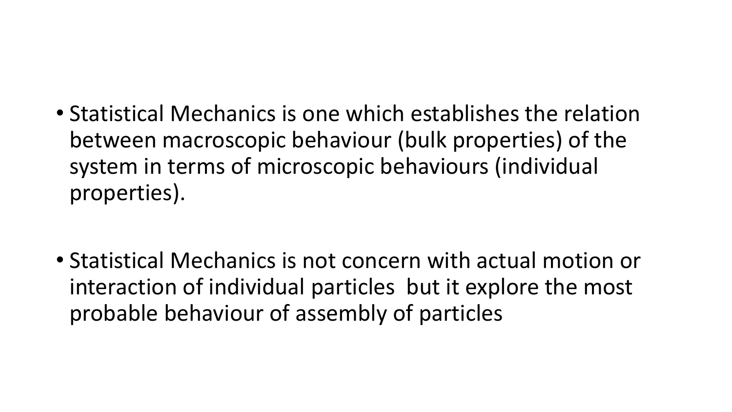- Statistical Mechanics is one which establishes the relation between macroscopic behaviour (bulk properties) of the system in terms of microscopic behaviours (individual properties).

- Statistical Mechanics is not concern with actual motion or interaction of individual particles but it explore the most probable behaviour of assembly of particles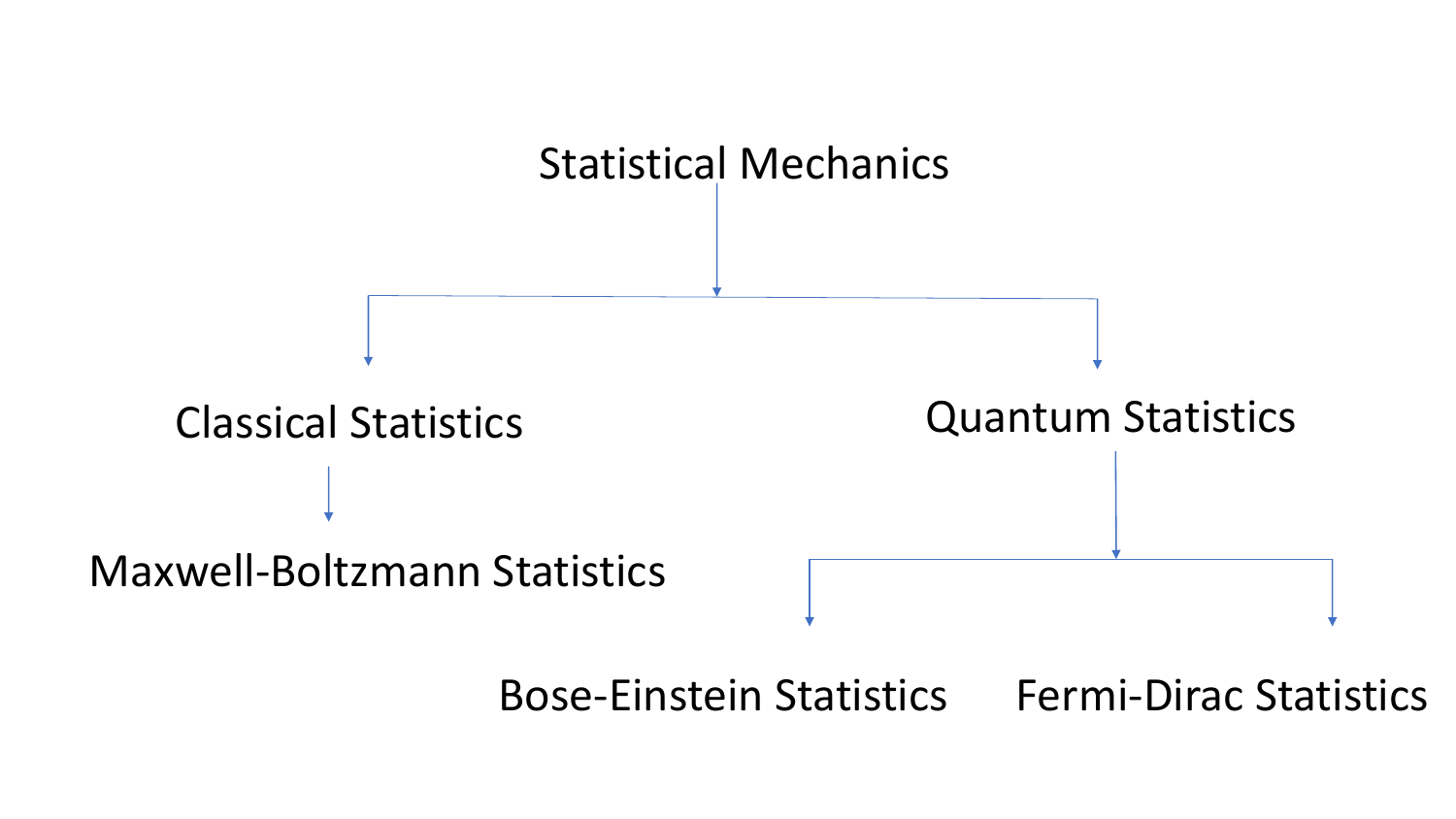# Statistical Mechanics

- **Classical Statistics**
  - Maxwell-Boltzmann Statistics
- **Quantum Statistics**
  - Bose-Einstein Statistics
  - Fermi-Dirac Statistics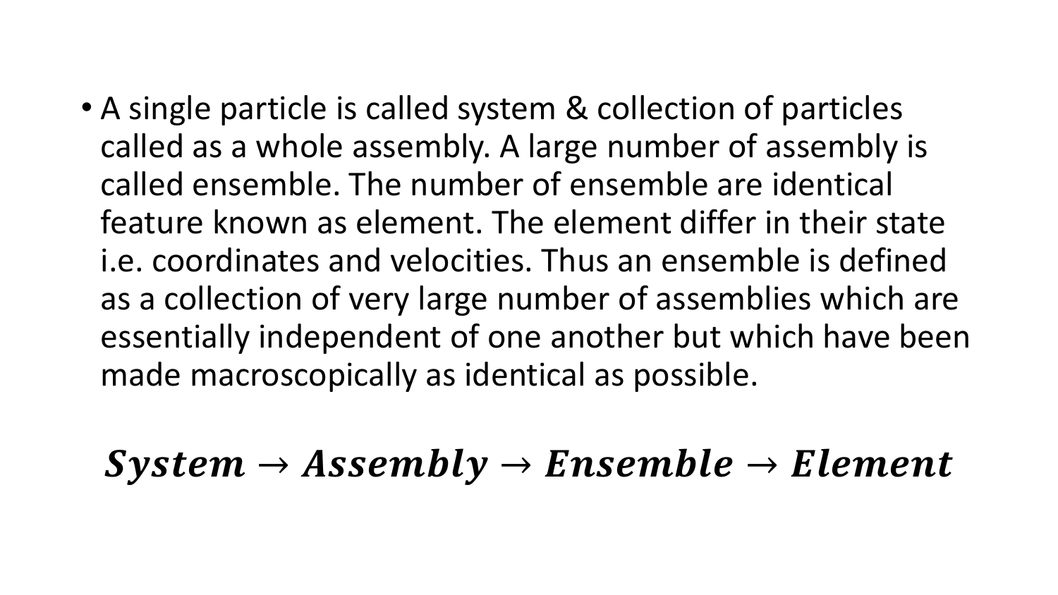- A single particle is called system & collection of particles called as a whole assembly. A large number of assembly is called ensemble. The number of ensemble are identical feature known as element. The element differ in their state i.e. coordinates and velocities. Thus an ensemble is defined as a collection of very large number of assemblies which are essentially independent of one another but which have been made macroscopically as identical as possible.

$$\boldsymbol{System \rightarrow Assembly \rightarrow Ensemble \rightarrow Element}$$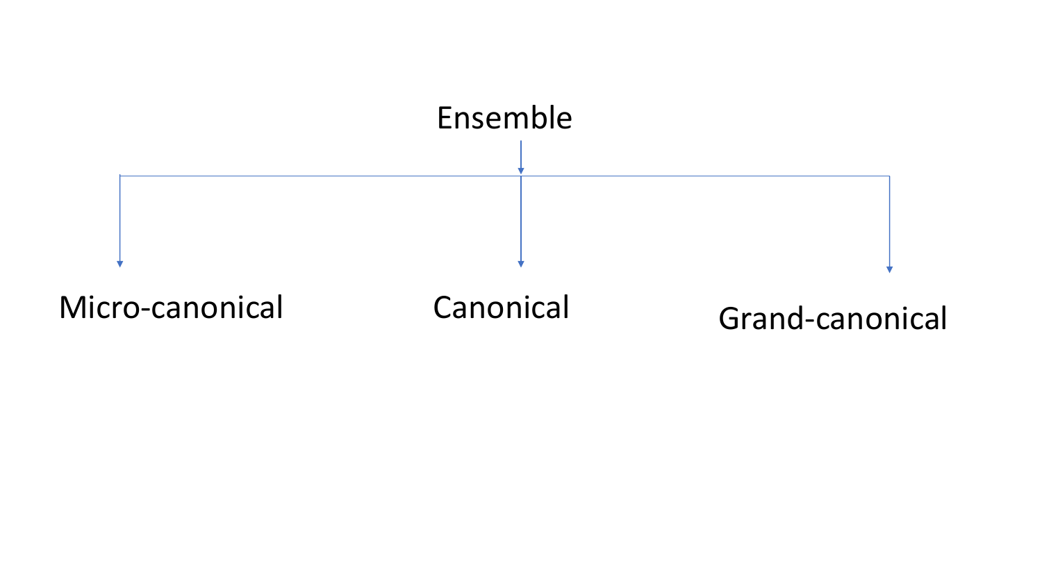Ensemble

- Micro-canonical
- Canonical
- Grand-canonical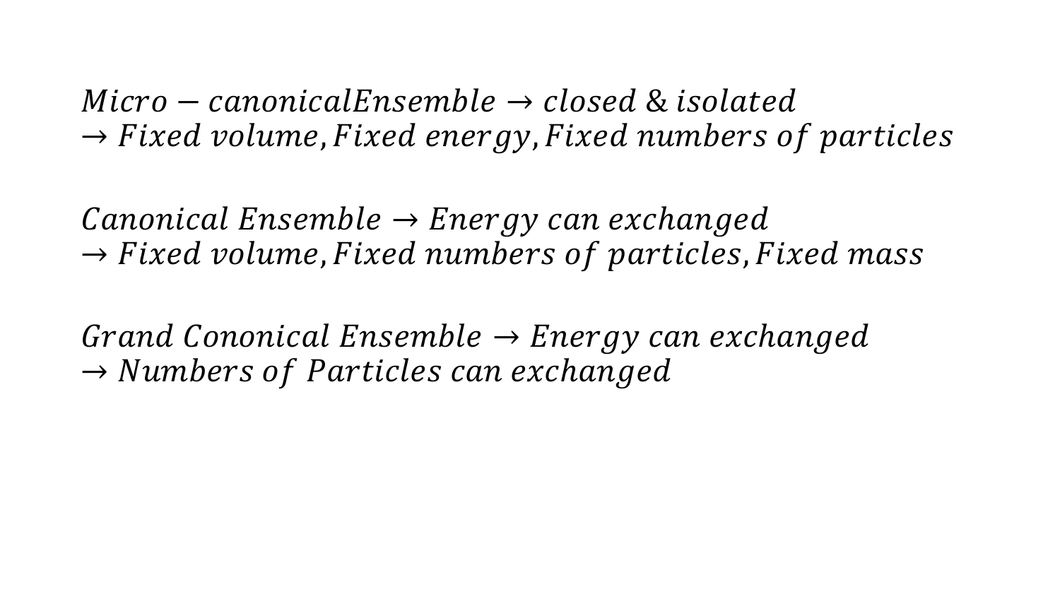$Micro - canonicalEnsemble \rightarrow closed\ \&\ isolated$
$\rightarrow Fixed\ volume, Fixed\ energy, Fixed\ numbers\ of\ particles$

$Canonical\ Ensemble \rightarrow Energy\ can\ exchanged$
$\rightarrow Fixed\ volume, Fixed\ numbers\ of\ particles, Fixed\ mass$

$Grand\ Cononical\ Ensemble \rightarrow Energy\ can\ exchanged$
$\rightarrow Numbers\ of\ Particles\ can\ exchanged$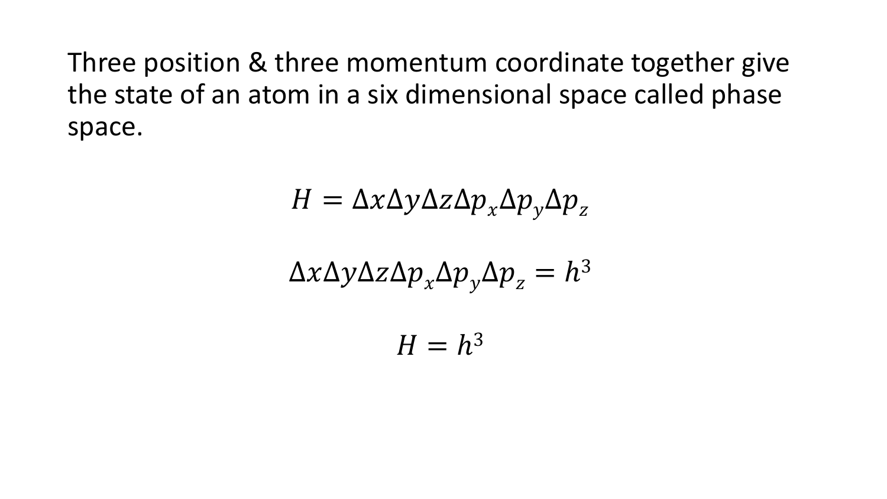Three position & three momentum coordinate together give the state of an atom in a six dimensional space called phase space.

$$H = \Delta x \Delta y \Delta z \Delta p_x \Delta p_y \Delta p_z$$

$$\Delta x \Delta y \Delta z \Delta p_x \Delta p_y \Delta p_z = h^3$$

$$H = h^3$$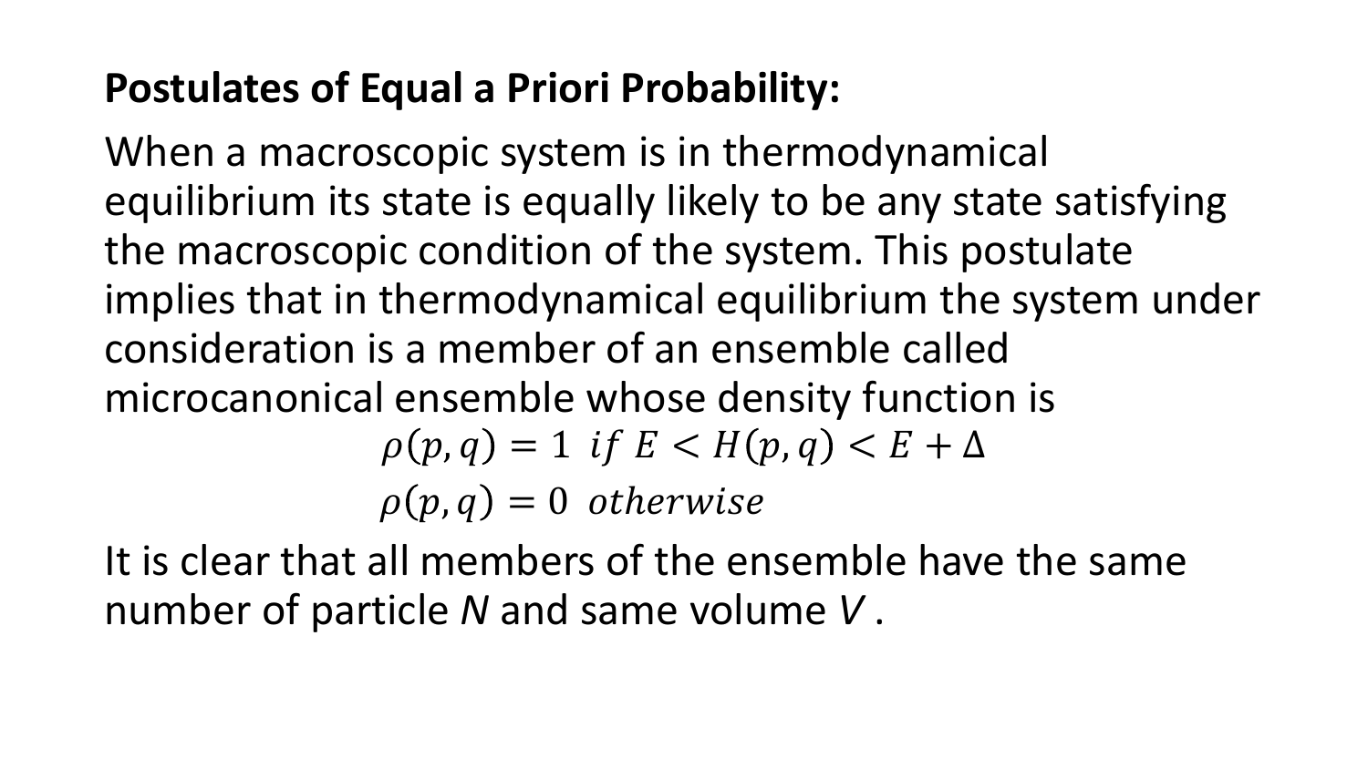**Postulates of Equal a Priori Probability:**

When a macroscopic system is in thermodynamical equilibrium its state is equally likely to be any state satisfying the macroscopic condition of the system. This postulate implies that in thermodynamical equilibrium the system under consideration is a member of an ensemble called microcanonical ensemble whose density function is

$$\rho(p, q) = 1 \;\; if \;\; E < H(p, q) < E + \Delta$$

$$\rho(p, q) = 0 \;\; otherwise$$

It is clear that all members of the ensemble have the same number of particle *N* and same volume *V* .